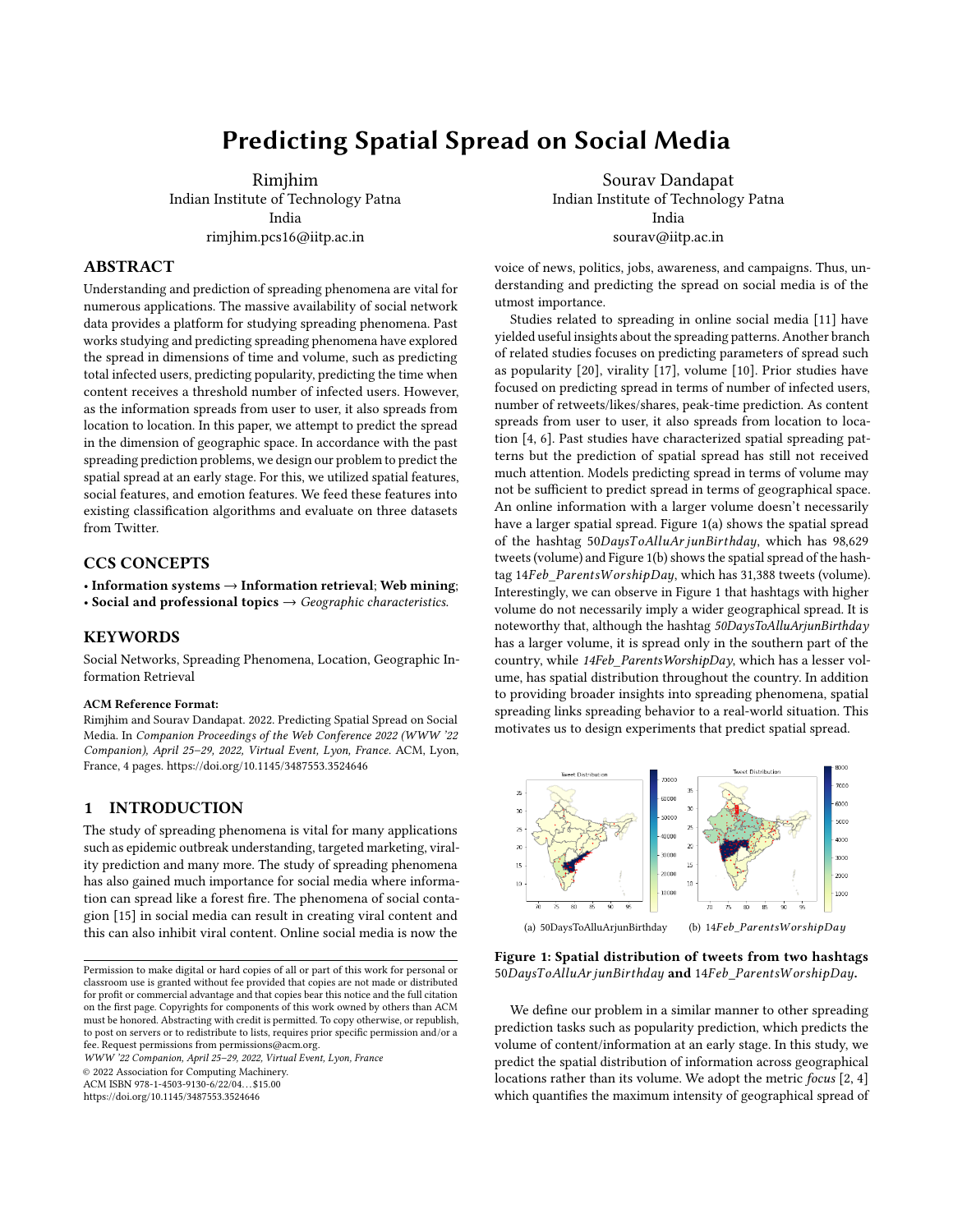# Predicting Spatial Spread on Social Media

Rimjhim
Indian Institute of Technology Patna
India
rimjhim.pcs16@iitp.ac.in

Sourav Dandapat
Indian Institute of Technology Patna
India
sourav@iitp.ac.in

## ABSTRACT

Understanding and prediction of spreading phenomena are vital for numerous applications. The massive availability of social network data provides a platform for studying spreading phenomena. Past works studying and predicting spreading phenomena have explored the spread in dimensions of time and volume, such as predicting total infected users, predicting popularity, predicting the time when content receives a threshold number of infected users. However, as the information spreads from user to user, it also spreads from location to location. In this paper, we attempt to predict the spread in the dimension of geographic space. In accordance with the past spreading prediction problems, we design our problem to predict the spatial spread at an early stage. For this, we utilized spatial features, social features, and emotion features. We feed these features into existing classification algorithms and evaluate on three datasets from Twitter.

## CCS CONCEPTS

• **Information systems → Information retrieval**; **Web mining**;
• **Social and professional topics →** *Geographic characteristics.*

## KEYWORDS

Social Networks, Spreading Phenomena, Location, Geographic Information Retrieval

**ACM Reference Format:**
Rimjhim and Sourav Dandapat. 2022. Predicting Spatial Spread on Social Media. In *Companion Proceedings of the Web Conference 2022 (WWW '22 Companion), April 25–29, 2022, Virtual Event, Lyon, France.* ACM, Lyon, France, 4 pages. https://doi.org/10.1145/3487553.3524646

## 1 INTRODUCTION

The study of spreading phenomena is vital for many applications such as epidemic outbreak understanding, targeted marketing, virality prediction and many more. The study of spreading phenomena has also gained much importance for social media where information can spread like a forest fire. The phenomena of social contagion [15] in social media can result in creating viral content and this can also inhibit viral content. Online social media is now the voice of news, politics, jobs, awareness, and campaigns. Thus, understanding and predicting the spread on social media is of the utmost importance.

Studies related to spreading in online social media [11] have yielded useful insights about the spreading patterns. Another branch of related studies focuses on predicting parameters of spread such as popularity [20], virality [17], volume [10]. Prior studies have focused on predicting spread in terms of number of infected users, number of retweets/likes/shares, peak-time prediction. As content spreads from user to user, it also spreads from location to location [4, 6]. Past studies have characterized spatial spreading patterns but the prediction of spatial spread has still not received much attention. Models predicting spread in terms of volume may not be sufficient to predict spread in terms of geographical space. An online information with a larger volume doesn't necessarily have a larger spatial spread. Figure 1(a) shows the spatial spread of the hashtag *50DaysToAlluArjunBirthday*, which has 98,629 tweets (volume) and Figure 1(b) shows the spatial spread of the hashtag *14Feb_ParentsWorshipDay*, which has 31,388 tweets (volume). Interestingly, we can observe in Figure 1 that hashtags with higher volume do not necessarily imply a wider geographical spread. It is noteworthy that, although the hashtag *50DaysToAlluArjunBirthday* has a larger volume, it is spread only in the southern part of the country, while *14Feb_ParentsWorshipDay*, which has a lesser volume, has spatial distribution throughout the country. In addition to providing broader insights into spreading phenomena, spatial spreading links spreading behavior to a real-world situation. This motivates us to design experiments that predict spatial spread.

(a) 50DaysToAlluArjunBirthday (b) *14Feb_ParentsWorshipDay*

**Figure 1: Spatial distribution of tweets from two hashtags** *50DaysToAlluArjunBirthday* **and** *14Feb_ParentsWorshipDay*.

We define our problem in a similar manner to other spreading prediction tasks such as popularity prediction, which predicts the volume of content/information at an early stage. In this study, we predict the spatial distribution of information across geographical locations rather than its volume. We adopt the metric *focus* [2, 4] which quantifies the maximum intensity of geographical spread of

Permission to make digital or hard copies of all or part of this work for personal or classroom use is granted without fee provided that copies are not made or distributed for profit or commercial advantage and that copies bear this notice and the full citation on the first page. Copyrights for components of this work owned by others than ACM must be honored. Abstracting with credit is permitted. To copy otherwise, or republish, to post on servers or to redistribute to lists, requires prior specific permission and/or a fee. Request permissions from permissions@acm.org.
*WWW '22 Companion, April 25–29, 2022, Virtual Event, Lyon, France*
© 2022 Association for Computing Machinery.
ACM ISBN 978-1-4503-9130-6/22/04...$15.00
https://doi.org/10.1145/3487553.3524646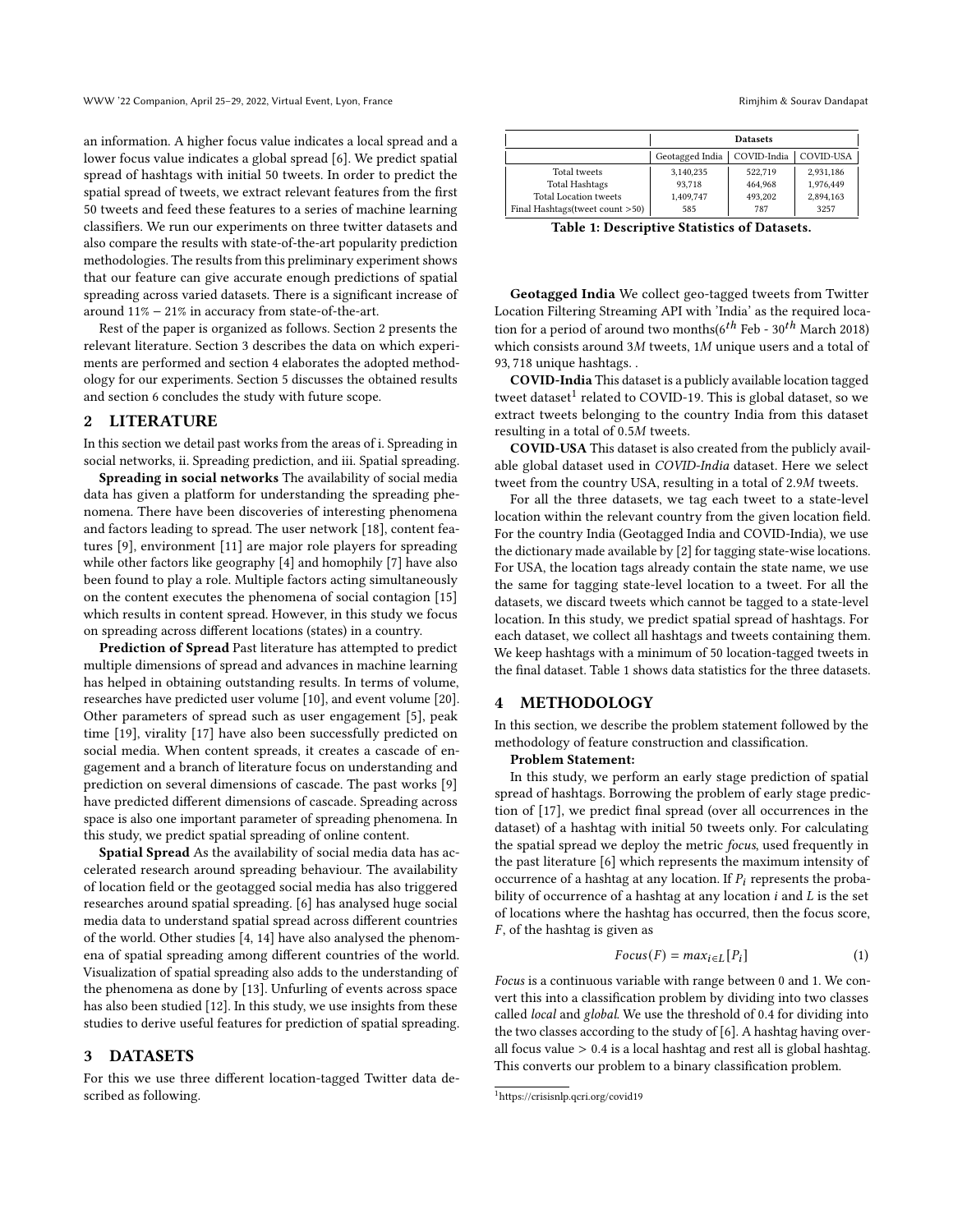an information. A higher focus value indicates a local spread and a lower focus value indicates a global spread [6]. We predict spatial spread of hashtags with initial 50 tweets. In order to predict the spatial spread of tweets, we extract relevant features from the first 50 tweets and feed these features to a series of machine learning classifiers. We run our experiments on three twitter datasets and also compare the results with state-of-the-art popularity prediction methodologies. The results from this preliminary experiment shows that our feature can give accurate enough predictions of spatial spreading across varied datasets. There is a significant increase of around $11\% - 21\%$ in accuracy from state-of-the-art.

Rest of the paper is organized as follows. Section 2 presents the relevant literature. Section 3 describes the data on which experiments are performed and section 4 elaborates the adopted methodology for our experiments. Section 5 discusses the obtained results and section 6 concludes the study with future scope.

## 2 LITERATURE

In this section we detail past works from the areas of i. Spreading in social networks, ii. Spreading prediction, and iii. Spatial spreading.

**Spreading in social networks** The availability of social media data has given a platform for understanding the spreading phenomena. There have been discoveries of interesting phenomena and factors leading to spread. The user network [18], content features [9], environment [11] are major role players for spreading while other factors like geography [4] and homophily [7] have also been found to play a role. Multiple factors acting simultaneously on the content executes the phenomena of social contagion [15] which results in content spread. However, in this study we focus on spreading across different locations (states) in a country.

**Prediction of Spread** Past literature has attempted to predict multiple dimensions of spread and advances in machine learning has helped in obtaining outstanding results. In terms of volume, researches have predicted user volume [10], and event volume [20]. Other parameters of spread such as user engagement [5], peak time [19], virality [17] have also been successfully predicted on social media. When content spreads, it creates a cascade of engagement and a branch of literature focus on understanding and prediction on several dimensions of cascade. The past works [9] have predicted different dimensions of cascade. Spreading across space is also one important parameter of spreading phenomena. In this study, we predict spatial spreading of online content.

**Spatial Spread** As the availability of social media data has accelerated research around spreading behaviour. The availability of location field or the geotagged social media has also triggered researches around spatial spreading. [6] has analysed huge social media data to understand spatial spread across different countries of the world. Other studies [4, 14] have also analysed the phenomena of spatial spreading among different countries of the world. Visualization of spatial spreading also adds to the understanding of the phenomena as done by [13]. Unfurling of events across space has also been studied [12]. In this study, we use insights from these studies to derive useful features for prediction of spatial spreading.

## 3 DATASETS

For this we use three different location-tagged Twitter data described as following.

| | Datasets | | |
|---|---|---|---|
| | Geotagged India | COVID-India | COVID-USA |
| Total tweets | 3,140,235 | 522,719 | 2,931,186 |
| Total Hashtags | 93,718 | 464,968 | 1,976,449 |
| Total Location tweets | 1,409,747 | 493,202 | 2,894,163 |
| Final Hashtags(tweet count >50) | 585 | 787 | 3257 |

**Table 1: Descriptive Statistics of Datasets.**

**Geotagged India** We collect geo-tagged tweets from Twitter Location Filtering Streaming API with 'India' as the required location for a period of around two months($6^{th}$ Feb - $30^{th}$ March 2018) which consists around $3M$ tweets, $1M$ unique users and a total of 93,718 unique hashtags. .

**COVID-India** This dataset is a publicly available location tagged tweet dataset[1] related to COVID-19. This is global dataset, so we extract tweets belonging to the country India from this dataset resulting in a total of $0.5M$ tweets.

**COVID-USA** This dataset is also created from the publicly available global dataset used in *COVID-India* dataset. Here we select tweet from the country USA, resulting in a total of $2.9M$ tweets.

For all the three datasets, we tag each tweet to a state-level location within the relevant country from the given location field. For the country India (Geotagged India and COVID-India), we use the dictionary made available by [2] for tagging state-wise locations. For USA, the location tags already contain the state name, we use the same for tagging state-level location to a tweet. For all the datasets, we discard tweets which cannot be tagged to a state-level location. In this study, we predict spatial spread of hashtags. For each dataset, we collect all hashtags and tweets containing them. We keep hashtags with a minimum of 50 location-tagged tweets in the final dataset. Table 1 shows data statistics for the three datasets.

## 4 METHODOLOGY

In this section, we describe the problem statement followed by the methodology of feature construction and classification.

**Problem Statement:**

In this study, we perform an early stage prediction of spatial spread of hashtags. Borrowing the problem of early stage prediction of [17], we predict final spread (over all occurrences in the dataset) of a hashtag with initial 50 tweets only. For calculating the spatial spread we deploy the metric *focus*, used frequently in the past literature [6] which represents the maximum intensity of occurrence of a hashtag at any location. If $P_i$ represents the probability of occurrence of a hashtag at any location $i$ and $L$ is the set of locations where the hashtag has occurred, then the focus score, $F$, of the hashtag is given as

$$Focus(F) = max_{i \in L}[P_i] \tag{1}$$

*Focus* is a continuous variable with range between 0 and 1. We convert this into a classification problem by dividing into two classes called *local* and *global*. We use the threshold of 0.4 for dividing into the two classes according to the study of [6]. A hashtag having overall focus value $> 0.4$ is a local hashtag and rest all is global hashtag. This converts our problem to a binary classification problem.

[1] https://crisisnlp.qcri.org/covid19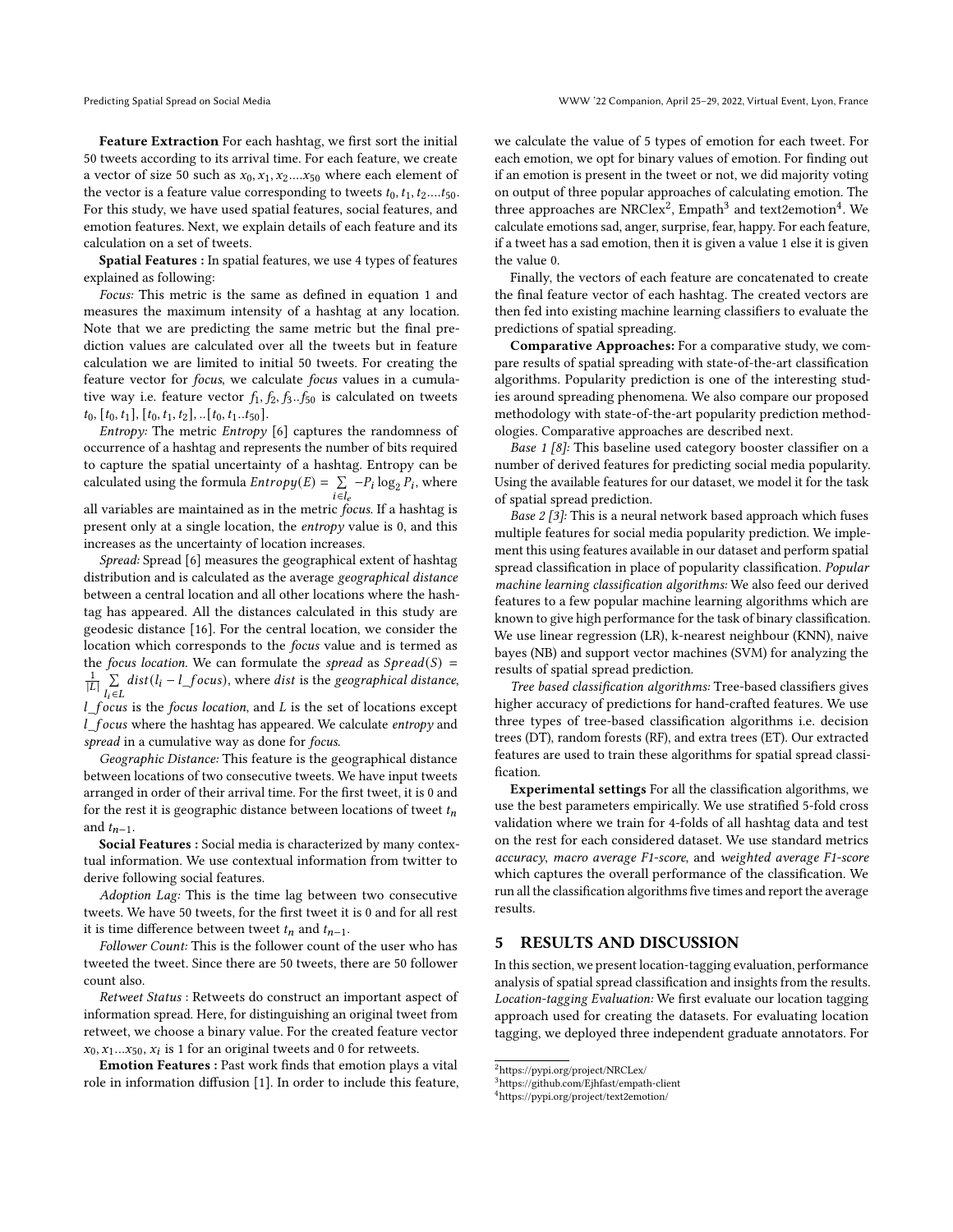**Feature Extraction** For each hashtag, we first sort the initial 50 tweets according to its arrival time. For each feature, we create a vector of size 50 such as $x_0, x_1, x_2....x_{50}$ where each element of the vector is a feature value corresponding to tweets $t_0, t_1, t_2....t_{50}$. For this study, we have used spatial features, social features, and emotion features. Next, we explain details of each feature and its calculation on a set of tweets.

**Spatial Features :** In spatial features, we use 4 types of features explained as following:

*Focus:* This metric is the same as defined in equation 1 and measures the maximum intensity of a hashtag at any location. Note that we are predicting the same metric but the final prediction values are calculated over all the tweets but in feature calculation we are limited to initial 50 tweets. For creating the feature vector for *focus*, we calculate *focus* values in a cumulative way i.e. feature vector $f_1, f_2, f_3..f_{50}$ is calculated on tweets $t_0, [t_0, t_1], [t_0, t_1, t_2], ..[t_0, t_1..t_{50}]$.

*Entropy:* The metric *Entropy* [6] captures the randomness of occurrence of a hashtag and represents the number of bits required to capture the spatial uncertainty of a hashtag. Entropy can be calculated using the formula $Entropy(E) = \sum_{i \in l_e} -P_i \log_2 P_i$, where all variables are maintained as in the metric *focus*. If a hashtag is present only at a single location, the *entropy* value is 0, and this increases as the uncertainty of location increases.

*Spread:* Spread [6] measures the geographical extent of hashtag distribution and is calculated as the average *geographical distance* between a central location and all other locations where the hashtag has appeared. All the distances calculated in this study are geodesic distance [16]. For the central location, we consider the location which corresponds to the *focus* value and is termed as the *focus location*. We can formulate the *spread* as $Spread(S) = \frac{1}{|L|} \sum_{l_i \in L} dist(l_i - l\_focus)$, where *dist* is the *geographical distance*, $l\_focus$ is the *focus location*, and $L$ is the set of locations except $l\_focus$ where the hashtag has appeared. We calculate *entropy* and *spread* in a cumulative way as done for *focus*.

*Geographic Distance:* This feature is the geographical distance between locations of two consecutive tweets. We have input tweets arranged in order of their arrival time. For the first tweet, it is 0 and for the rest it is geographic distance between locations of tweet $t_n$ and $t_{n-1}$.

**Social Features :** Social media is characterized by many contextual information. We use contextual information from twitter to derive following social features.

*Adoption Lag:* This is the time lag between two consecutive tweets. We have 50 tweets, for the first tweet it is 0 and for all rest it is time difference between tweet $t_n$ and $t_{n-1}$.

*Follower Count:* This is the follower count of the user who has tweeted the tweet. Since there are 50 tweets, there are 50 follower count also.

*Retweet Status* : Retweets do construct an important aspect of information spread. Here, for distinguishing an original tweet from retweet, we choose a binary value. For the created feature vector $x_0, x_1...x_{50}$, $x_i$ is 1 for an original tweets and 0 for retweets.

**Emotion Features :** Past work finds that emotion plays a vital role in information diffusion [1]. In order to include this feature, we calculate the value of 5 types of emotion for each tweet. For each emotion, we opt for binary values of emotion. For finding out if an emotion is present in the tweet or not, we did majority voting on output of three popular approaches of calculating emotion. The three approaches are NRClex[2], Empath[3] and text2emotion[4]. We calculate emotions sad, anger, surprise, fear, happy. For each feature, if a tweet has a sad emotion, then it is given a value 1 else it is given the value 0.

Finally, the vectors of each feature are concatenated to create the final feature vector of each hashtag. The created vectors are then fed into existing machine learning classifiers to evaluate the predictions of spatial spreading.

**Comparative Approaches:** For a comparative study, we compare results of spatial spreading with state-of-the-art classification algorithms. Popularity prediction is one of the interesting studies around spreading phenomena. We also compare our proposed methodology with state-of-the-art popularity prediction methodologies. Comparative approaches are described next.

*Base 1 [8]:* This baseline used category booster classifier on a number of derived features for predicting social media popularity. Using the available features for our dataset, we model it for the task of spatial spread prediction.

*Base 2 [3]:* This is a neural network based approach which fuses multiple features for social media popularity prediction. We implement this using features available in our dataset and perform spatial spread classification in place of popularity classification. *Popular machine learning classification algorithms:* We also feed our derived features to a few popular machine learning algorithms which are known to give high performance for the task of binary classification. We use linear regression (LR), k-nearest neighbour (KNN), naive bayes (NB) and support vector machines (SVM) for analyzing the results of spatial spread prediction.

*Tree based classification algorithms:* Tree-based classifiers gives higher accuracy of predictions for hand-crafted features. We use three types of tree-based classification algorithms i.e. decision trees (DT), random forests (RF), and extra trees (ET). Our extracted features are used to train these algorithms for spatial spread classification.

**Experimental settings** For all the classification algorithms, we use the best parameters empirically. We use stratified 5-fold cross validation where we train for 4-folds of all hashtag data and test on the rest for each considered dataset. We use standard metrics *accuracy*, *macro average F1-score*, and *weighted average F1-score* which captures the overall performance of the classification. We run all the classification algorithms five times and report the average results.

## 5 RESULTS AND DISCUSSION

In this section, we present location-tagging evaluation, performance analysis of spatial spread classification and insights from the results. *Location-tagging Evaluation:* We first evaluate our location tagging approach used for creating the datasets. For evaluating location tagging, we deployed three independent graduate annotators. For

[2]https://pypi.org/project/NRCLex/

[3]https://github.com/Ejhfast/empath-client

[4]https://pypi.org/project/text2emotion/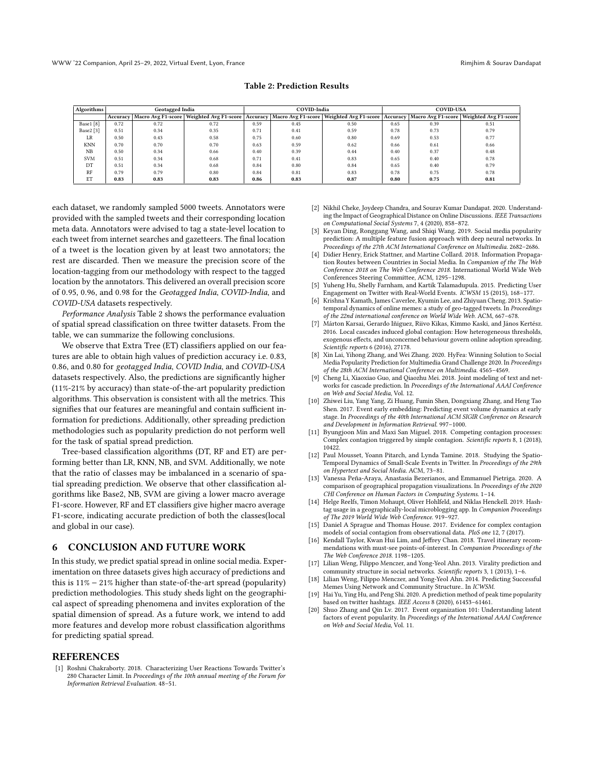**Table 2: Prediction Results**

| Algorithms | Geotagged India | | | COVID-India | | | COVID-USA | | |
|---|---|---|---|---|---|---|---|---|---|
| | Accuracy | Macro Avg F1-score | Weighted Avg F1-score | Accuracy | Macro Avg F1-score | Weighted Avg F1-score | Accuracy | Macro Avg F1-score | Weighted Avg F1-score |
| Base1 [8] | 0.72 | 0.72 | 0.72 | 0.59 | 0.45 | 0.50 | 0.65 | 0.39 | 0.51 |
| Base2 [3] | 0.51 | 0.34 | 0.35 | 0.71 | 0.41 | 0.59 | 0.78 | 0.73 | 0.79 |
| LR | 0.50 | 0.43 | 0.58 | 0.75 | 0.60 | 0.80 | 0.69 | 0.53 | 0.77 |
| KNN | 0.70 | 0.70 | 0.70 | 0.63 | 0.59 | 0.62 | 0.66 | 0.61 | 0.66 |
| NB | 0.50 | 0.34 | 0.66 | 0.40 | 0.39 | 0.44 | 0.40 | 0.37 | 0.48 |
| SVM | 0.51 | 0.34 | 0.68 | 0.71 | 0.41 | 0.83 | 0.65 | 0.40 | 0.78 |
| DT | 0.51 | 0.34 | 0.68 | 0.84 | 0.80 | 0.84 | 0.65 | 0.40 | 0.79 |
| RF | 0.79 | 0.79 | 0.80 | 0.84 | 0.81 | 0.83 | 0.78 | 0.75 | 0.78 |
| ET | **0.83** | **0.83** | **0.83** | **0.86** | **0.83** | **0.87** | **0.80** | **0.75** | **0.81** |

each dataset, we randomly sampled 5000 tweets. Annotators were provided with the sampled tweets and their corresponding location meta data. Annotators were advised to tag a state-level location to each tweet from internet searches and gazetteers. The final location of a tweet is the location given by at least two annotators; the rest are discarded. Then we measure the precision score of the location-tagging from our methodology with respect to the tagged location by the annotators. This delivered an overall precision score of 0.95, 0.96, and 0.98 for the *Geotagged India*, *COVID-India*, and *COVID-USA* datasets respectively.

*Performance Analysis* Table 2 shows the performance evaluation of spatial spread classification on three twitter datasets. From the table, we can summarize the following conclusions.

We observe that Extra Tree (ET) classifiers applied on our features are able to obtain high values of prediction accuracy i.e. 0.83, 0.86, and 0.80 for *geotagged India*, *COVID India*, and *COVID-USA* datasets respectively. Also, the predictions are significantly higher (11%-21% by accuracy) than state-of-the-art popularity prediction algorithms. This observation is consistent with all the metrics. This signifies that our features are meaningful and contain sufficient information for predictions. Additionally, other spreading prediction methodologies such as popularity prediction do not perform well for the task of spatial spread prediction.

Tree-based classification algorithms (DT, RF and ET) are performing better than LR, KNN, NB, and SVM. Additionally, we note that the ratio of classes may be imbalanced in a scenario of spatial spreading prediction. We observe that other classification algorithms like Base2, NB, SVM are giving a lower macro average F1-score. However, RF and ET classifiers give higher macro average F1-score, indicating accurate prediction of both the classes(local and global in our case).

## 6 CONCLUSION AND FUTURE WORK

In this study, we predict spatial spread in online social media. Experimentation on three datasets gives high accuracy of predictions and this is 11% − 21% higher than state-of-the-art spread (popularity) prediction methodologies. This study sheds light on the geographical aspect of spreading phenomena and invites exploration of the spatial dimension of spread. As a future work, we intend to add more features and develop more robust classification algorithms for predicting spatial spread.

## REFERENCES

[1] Roshni Chakraborty. 2018. Characterizing User Reactions Towards Twitter's 280 Character Limit. In *Proceedings of the 10th annual meeting of the Forum for Information Retrieval Evaluation*. 48–51.

[2] Nikhil Cheke, Joydeep Chandra, and Sourav Kumar Dandapat. 2020. Understanding the Impact of Geographical Distance on Online Discussions. *IEEE Transactions on Computational Social Systems* 7, 4 (2020), 858–872.

[3] Keyan Ding, Ronggang Wang, and Shiqi Wang. 2019. Social media popularity prediction: A multiple feature fusion approach with deep neural networks. In *Proceedings of the 27th ACM International Conference on Multimedia*. 2682–2686.

[4] Didier Henry, Erick Stattner, and Martine Collard. 2018. Information Propagation Routes between Countries in Social Media. In *Companion of the The Web Conference 2018 on The Web Conference 2018*. International World Wide Web Conferences Steering Committee, ACM, 1295–1298.

[5] Yuheng Hu, Shelly Farnham, and Kartik Talamadupula. 2015. Predicting User Engagement on Twitter with Real-World Events. *ICWSM* 15 (2015), 168–177.

[6] Krishna Y Kamath, James Caverlee, Kyumin Lee, and Zhiyuan Cheng. 2013. Spatio-temporal dynamics of online memes: a study of geo-tagged tweets. In *Proceedings of the 22nd international conference on World Wide Web*. ACM, 667–678.

[7] Márton Karsai, Gerardo Iñiguez, Riivo Kikas, Kimmo Kaski, and János Kertész. 2016. Local cascades induced global contagion: How heterogeneous thresholds, exogenous effects, and unconcerned behaviour govern online adoption spreading. *Scientific reports* 6 (2016), 27178.

[8] Xin Lai, Yihong Zhang, and Wei Zhang. 2020. HyFea: Winning Solution to Social Media Popularity Prediction for Multimedia Grand Challenge 2020. In *Proceedings of the 28th ACM International Conference on Multimedia*. 4565–4569.

[9] Cheng Li, Xiaoxiao Guo, and Qiaozhu Mei. 2018. Joint modeling of text and networks for cascade prediction. In *Proceedings of the International AAAI Conference on Web and Social Media*, Vol. 12.

[10] Zhiwei Liu, Yang Yang, Zi Huang, Fumin Shen, Dongxiang Zhang, and Heng Tao Shen. 2017. Event early embedding: Predicting event volume dynamics at early stage. In *Proceedings of the 40th International ACM SIGIR Conference on Research and Development in Information Retrieval*. 997–1000.

[11] Byungjoon Min and Maxi San Miguel. 2018. Competing contagion processes: Complex contagion triggered by simple contagion. *Scientific reports* 8, 1 (2018), 10422.

[12] Paul Mousset, Yoann Pitarch, and Lynda Tamine. 2018. Studying the Spatio-Temporal Dynamics of Small-Scale Events in Twitter. In *Proceedings of the 29th on Hypertext and Social Media*. ACM, 73–81.

[13] Vanessa Peña-Araya, Anastasia Bezerianos, and Emmanuel Pietriga. 2020. A comparison of geographical propagation visualizations. In *Proceedings of the 2020 CHI Conference on Human Factors in Computing Systems*. 1–14.

[14] Helge Reelfs, Timon Mohaupt, Oliver Hohlfeld, and Niklas Henckell. 2019. Hashtag usage in a geographically-local microblogging app. In *Companion Proceedings of The 2019 World Wide Web Conference*. 919–927.

[15] Daniel A Sprague and Thomas House. 2017. Evidence for complex contagion models of social contagion from observational data. *PloS one* 12, 7 (2017).

[16] Kendall Taylor, Kwan Hui Lim, and Jeffrey Chan. 2018. Travel itinerary recommendations with must-see points-of-interest. In *Companion Proceedings of the The Web Conference 2018*. 1198–1205.

[17] Lilian Weng, Filippo Menczer, and Yong-Yeol Ahn. 2013. Virality prediction and community structure in social networks. *Scientific reports* 3, 1 (2013), 1–6.

[18] Lilian Weng, Filippo Menczer, and Yong-Yeol Ahn. 2014. Predicting Successful Memes Using Network and Community Structure.. In *ICWSM*.

[19] Hai Yu, Ying Hu, and Peng Shi. 2020. A prediction method of peak time popularity based on twitter hashtags. *IEEE Access* 8 (2020), 61453–61461.

[20] Shuo Zhang and Qin Lv. 2017. Event organization 101: Understanding latent factors of event popularity. In *Proceedings of the International AAAI Conference on Web and Social Media*, Vol. 11.